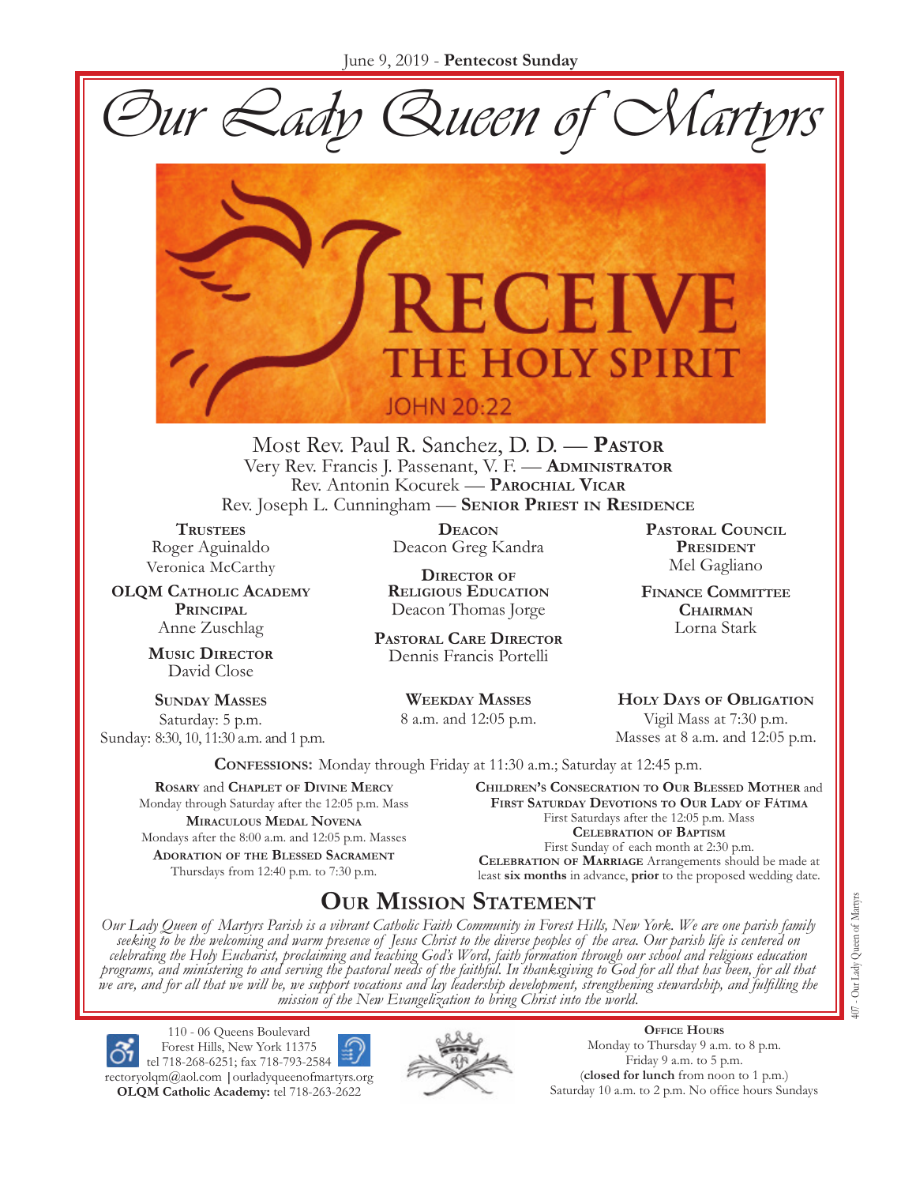June 9, 2019 - **Pentecost Sunday**

# Our Lady Queen of Martyrs

RECEIVE THE HOLY SPIRIT

JOHN 20:22

Most Rev. Paul R. Sanchez, D. D. — **Pastor**
Very Rev. Francis J. Passenant, V. F. — **Administrator**
Rev. Antonin Kocurek — **Parochial Vicar**
Rev. Joseph L. Cunningham — **Senior Priest in Residence**

**Trustees**
Roger Aguinaldo
Veronica McCarthy

**OLQM Catholic Academy Principal**
Anne Zuschlag

**Music Director**
David Close

**Deacon**
Deacon Greg Kandra

**Director of Religious Education**
Deacon Thomas Jorge

**Pastoral Care Director**
Dennis Francis Portelli

**Pastoral Council President**
Mel Gagliano

**Finance Committee Chairman**
Lorna Stark

**Sunday Masses**
Saturday: 5 p.m.
Sunday: 8:30, 10, 11:30 a.m. and 1 p.m.

**Weekday Masses**
8 a.m. and 12:05 p.m.

**Holy Days of Obligation**
Vigil Mass at 7:30 p.m.
Masses at 8 a.m. and 12:05 p.m.

**Confessions:** Monday through Friday at 11:30 a.m.; Saturday at 12:45 p.m.

**Rosary** and **Chaplet of Divine Mercy**
Monday through Saturday after the 12:05 p.m. Mass

**Miraculous Medal Novena**
Mondays after the 8:00 a.m. and 12:05 p.m. Masses

**Adoration of the Blessed Sacrament**
Thursdays from 12:40 p.m. to 7:30 p.m.

**Children's Consecration to Our Blessed Mother** and **First Saturday Devotions to Our Lady of Fátima**
First Saturdays after the 12:05 p.m. Mass

**Celebration of Baptism**
First Sunday of each month at 2:30 p.m.

**Celebration of Marriage** Arrangements should be made at least **six months** in advance, **prior** to the proposed wedding date.

## Our Mission Statement

*Our Lady Queen of Martyrs Parish is a vibrant Catholic Faith Community in Forest Hills, New York. We are one parish family seeking to be the welcoming and warm presence of Jesus Christ to the diverse peoples of the area. Our parish life is centered on celebrating the Holy Eucharist, proclaiming and teaching God's Word, faith formation through our school and religious education programs, and ministering to and serving the pastoral needs of the faithful. In thanksgiving to God for all that has been, for all that we are, and for all that we will be, we support vocations and lay leadership development, strengthening stewardship, and fulfilling the mission of the New Evangelization to bring Christ into the world.*

110 - 06 Queens Boulevard
Forest Hills, New York 11375
tel 718-268-6251; fax 718-793-2584
rectoryolqm@aol.com | ourladyqueenofmartyrs.org
**OLQM Catholic Academy:** tel 718-263-2622

**Office Hours**
Monday to Thursday 9 a.m. to 8 p.m.
Friday 9 a.m. to 5 p.m.
(**closed for lunch** from noon to 1 p.m.)
Saturday 10 a.m. to 2 p.m. No office hours Sundays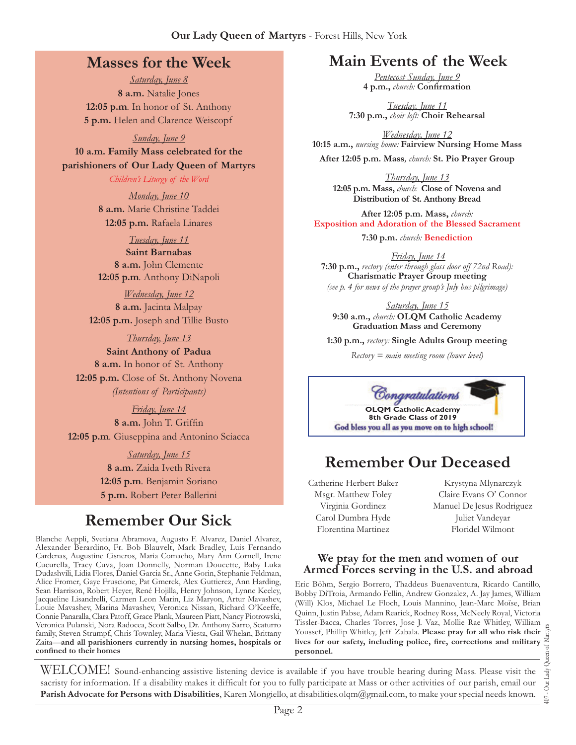## Masses for the Week

*Saturday, June 8*

**8 a.m.** Natalie Jones

**12:05 p.m**. In honor of St. Anthony

**5 p.m.** Helen and Clarence Weiscopf

*Sunday, June 9*

**10 a.m. Family Mass celebrated for the parishioners of Our Lady Queen of Martyrs**

*Children's Liturgy of the Word*

*Monday, June 10*

**8 a.m.** Marie Christine Taddei

**12:05 p.m.** Rafaela Linares

*Tuesday, June 11*

**Saint Barnabas**

**8 a.m.** John Clemente

**12:05 p.m**. Anthony DiNapoli

*Wednesday, June 12*

**8 a.m.** Jacinta Malpay

**12:05 p.m.** Joseph and Tillie Busto

*Thursday, June 13*

**Saint Anthony of Padua**

**8 a.m.** In honor of St. Anthony

**12:05 p.m.** Close of St. Anthony Novena *(Intentions of Participants)*

*Friday, June 14*

**8 a.m.** John T. Griffin

**12:05 p.m**. Giuseppina and Antonino Sciacca

*Saturday, June 15*

**8 a.m.** Zaida Iveth Rivera

**12:05 p.m**. Benjamin Soriano

**5 p.m.** Robert Peter Ballerini

## Remember Our Sick

Blanche Aeppli, Svetiana Abramova, Augusto F. Alvarez, Daniel Alvarez, Alexander Berardino, Fr. Bob Blauvelt, Mark Bradley, Luis Fernando Cardenas, Augustine Cisneros, Maria Comacho, Mary Ann Cornell, Irene Cucurella, Tracy Cuva, Joan Donnelly, Norman Doucette, Baby Luka Dudashvili, Lidia Flores, Daniel Garcia Sr., Anne Gorin, Stephanie Feldman, Alice Fromer, Gaye Fruscione, Pat Gmerek, Alex Guttierez, Ann Harding, Sean Harrison, Robert Heyer, René Hojilla, Henry Johnson, Lynne Keeley, Jacqueline Lisandrelli, Carmen Leon Marin, Liz Maryon, Artur Mavashev, Louie Mavashev, Marina Mavashev, Veronica Nissan, Richard O'Keeffe, Connie Panaralla, Clara Patoff, Grace Plank, Maureen Piatt, Nancy Piotrowski, Veronica Pulanski, Nora Radocea, Scott Salbo, Dr. Anthony Sarro, Scaturro family, Steven Strumpf, Chris Townley, Maria Viesta, Gail Whelan, Brittany Zaita—**and all parishioners currently in nursing homes, hospitals or confined to their homes**

## Main Events of the Week

*Pentecost Sunday, June 9*
**4 p.m.,** *church:* **Confirmation**

*Tuesday, June 11*
**7:30 p.m.,** *choir loft:* **Choir Rehearsal**

*Wednesday, June 12*
**10:15 a.m.,** *nursing home:* **Fairview Nursing Home Mass**

**After 12:05 p.m. Mass***, church:* **St. Pio Prayer Group**

*Thursday, June 13*
**12:05 p.m. Mass,** *church:* **Close of Novena and Distribution of St. Anthony Bread**

**After 12:05 p.m. Mass,** *church:*
**Exposition and Adoration of the Blessed Sacrament**

**7:30 p.m.** *church:* **Benediction**

*Friday, June 14*
**7:30 p.m.,** *rectory (enter through glass door off 72nd Road):* **Charismatic Prayer Group meeting**
*(see p. 4 for news of the prayer group's July bus pilgrimage)*

*Saturday, June 15*
**9:30 a.m.,** *church:* **OLQM Catholic Academy Graduation Mass and Ceremony**

**1:30 p.m.,** *rectory:* **Single Adults Group meeting**

*Rectory = main meeting room (lower level)*

Congratulations
**OLQM Catholic Academy**
**8th Grade Class of 2019**
**God bless you all as you move on to high school!**

## Remember Our Deceased

Catherine Herbert Baker
Msgr. Matthew Foley
Virginia Gordinez
Carol Dumbra Hyde
Florentina Martinez
Krystyna Mlynarczyk
Claire Evans O' Connor
Manuel De Jesus Rodriguez
Juliet Vandeyar
Floridel Wilmont

### We pray for the men and women of our Armed Forces serving in the U.S. and abroad

Eric Böhm, Sergio Borrero, Thaddeus Buenaventura, Ricardo Cantillo, Bobby DiTroia, Armando Fellin, Andrew Gonzalez, A. Jay James, William (Will) Klos, Michael Le Floch, Louis Mannino, Jean-Marc Moïse, Brian Quinn, Justin Pabse, Adam Rearick, Rodney Ross, McNeely Royal, Victoria Tissler-Bacca, Charles Torres, Jose J. Vaz, Mollie Rae Whitley, William Youssef, Phillip Whitley, Jeff Zabala. **Please pray for all who risk their lives for our safety, including police, fire, corrections and military personnel.**

WELCOME! Sound-enhancing assistive listening device is available if you have trouble hearing during Mass. Please visit the sacristy for information. If a disability makes it difficult for you to fully participate at Mass or other activities of our parish, email our **Parish Advocate for Persons with Disabilities**, Karen Mongiello, at disabilities.olqm@gmail.com, to make your special needs known.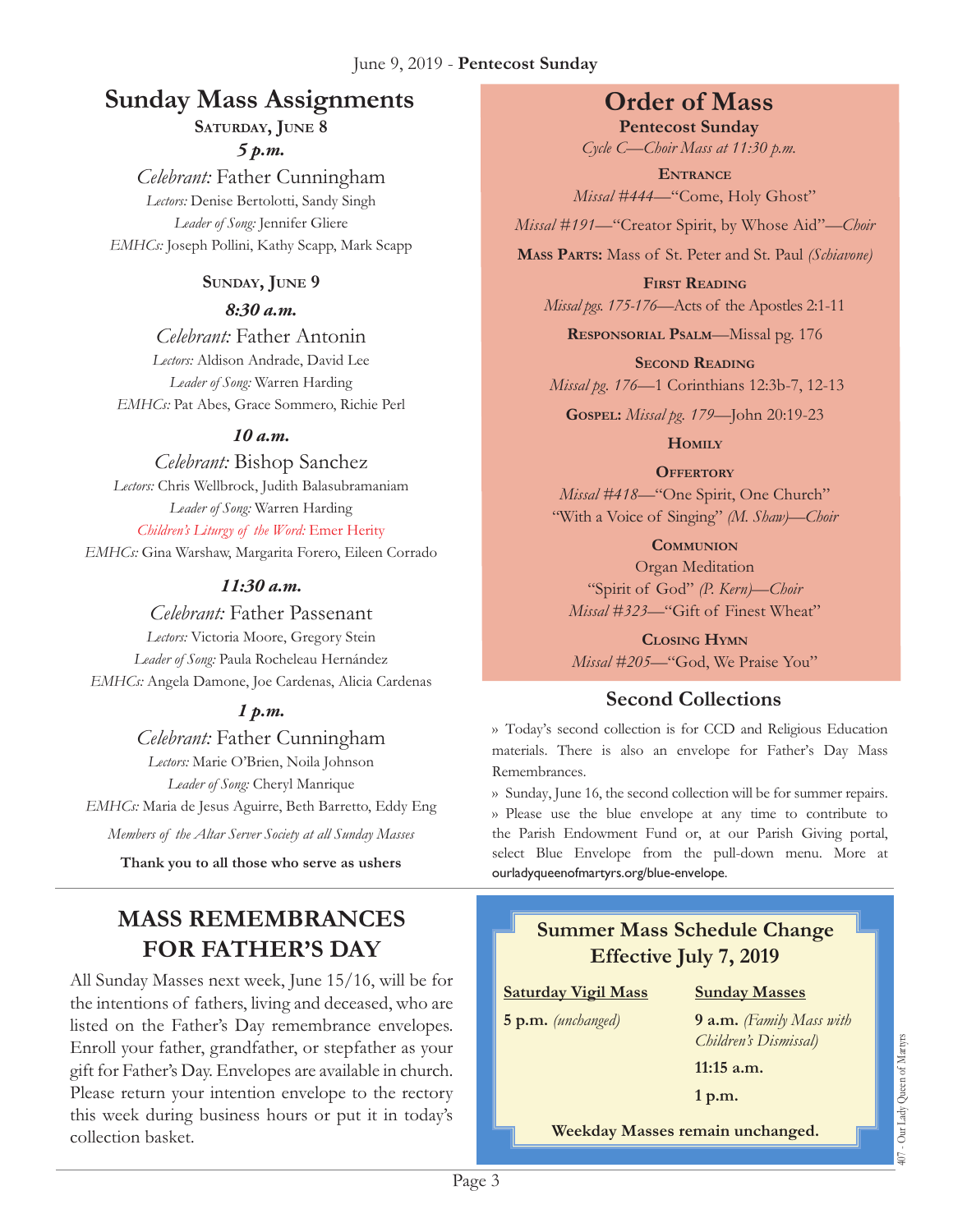## Sunday Mass Assignments

**Saturday, June 8**

***5 p.m.***

*Celebrant:* Father Cunningham
*Lectors:* Denise Bertolotti, Sandy Singh
*Leader of Song:* Jennifer Gliere
*EMHCs:* Joseph Pollini, Kathy Scapp, Mark Scapp

**Sunday, June 9**

***8:30 a.m.***

*Celebrant:* Father Antonin
*Lectors:* Aldison Andrade, David Lee
*Leader of Song:* Warren Harding
*EMHCs:* Pat Abes, Grace Sommero, Richie Perl

***10 a.m.***

*Celebrant:* Bishop Sanchez
*Lectors:* Chris Wellbrock, Judith Balasubramaniam
*Leader of Song:* Warren Harding
*Children's Liturgy of the Word:* Emer Herity
*EMHCs:* Gina Warshaw, Margarita Forero, Eileen Corrado

***11:30 a.m.***

*Celebrant:* Father Passenant
*Lectors:* Victoria Moore, Gregory Stein
*Leader of Song:* Paula Rocheleau Hernández
*EMHCs:* Angela Damone, Joe Cardenas, Alicia Cardenas

***1 p.m.***

*Celebrant:* Father Cunningham
*Lectors:* Marie O'Brien, Noila Johnson
*Leader of Song:* Cheryl Manrique
*EMHCs:* Maria de Jesus Aguirre, Beth Barretto, Eddy Eng

*Members of the Altar Server Society at all Sunday Masses*

**Thank you to all those who serve as ushers**

## Order of Mass

**Pentecost Sunday**
*Cycle C—Choir Mass at 11:30 p.m.*

**Entrance**
*Missal #444*—"Come, Holy Ghost"
*Missal #191*—"Creator Spirit, by Whose Aid"—*Choir*

**Mass Parts:** Mass of St. Peter and St. Paul *(Schiavone)*

**First Reading**
*Missal pgs. 175-176*—Acts of the Apostles 2:1-11

**Responsorial Psalm**—Missal pg. 176

**Second Reading**
*Missal pg. 176*—1 Corinthians 12:3b-7, 12-13

**Gospel:** *Missal pg. 179*—John 20:19-23

**Homily**

**Offertory**
*Missal #418*—"One Spirit, One Church"
"With a Voice of Singing" *(M. Shaw)—Choir*

**Communion**
Organ Meditation
"Spirit of God" *(P. Kern)—Choir*
*Missal #323*—"Gift of Finest Wheat"

**Closing Hymn**
*Missal #205*—"God, We Praise You"

## Second Collections

» Today's second collection is for CCD and Religious Education materials. There is also an envelope for Father's Day Mass Remembrances.

» Sunday, June 16, the second collection will be for summer repairs.

» Please use the blue envelope at any time to contribute to the Parish Endowment Fund or, at our Parish Giving portal, select Blue Envelope from the pull-down menu. More at ourladyqueenofmartyrs.org/blue-envelope.

## MASS REMEMBRANCES FOR FATHER'S DAY

All Sunday Masses next week, June 15/16, will be for the intentions of fathers, living and deceased, who are listed on the Father's Day remembrance envelopes. Enroll your father, grandfather, or stepfather as your gift for Father's Day. Envelopes are available in church. Please return your intention envelope to the rectory this week during business hours or put it in today's collection basket.

## Summer Mass Schedule Change Effective July 7, 2019

| Saturday Vigil Mass | Sunday Masses |
|---|---|
| **5 p.m.** *(unchanged)* | **9 a.m.** *(Family Mass with Children's Dismissal)* |
| | **11:15 a.m.** |
| | **1 p.m.** |

**Weekday Masses remain unchanged.**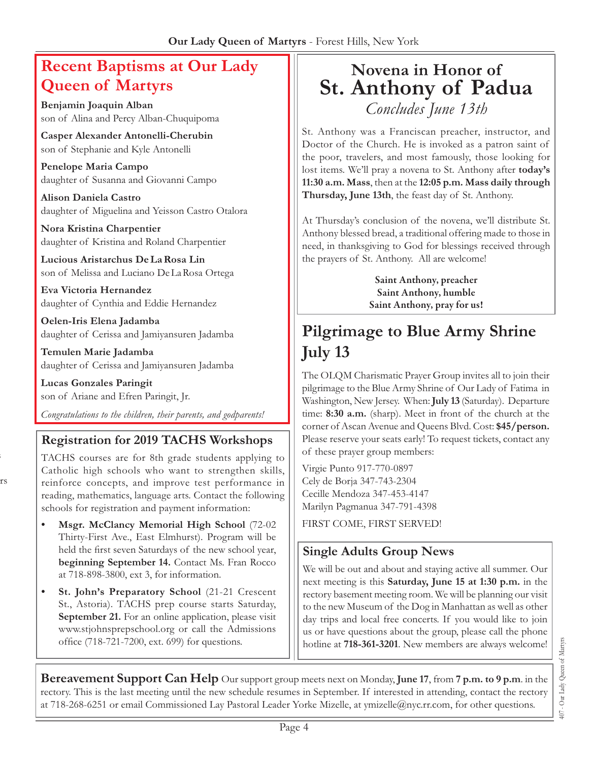## Recent Baptisms at Our Lady Queen of Martyrs

**Benjamin Joaquin Alban**
son of Alina and Percy Alban-Chuquipoma

**Casper Alexander Antonelli-Cherubin**
son of Stephanie and Kyle Antonelli

**Penelope Maria Campo**
daughter of Susanna and Giovanni Campo

**Alison Daniela Castro**
daughter of Miguelina and Yeisson Castro Otalora

**Nora Kristina Charpentier**
daughter of Kristina and Roland Charpentier

**Lucious Aristarchus De La Rosa Lin**
son of Melissa and Luciano De La Rosa Ortega

**Eva Victoria Hernandez**
daughter of Cynthia and Eddie Hernandez

**Oelen-Iris Elena Jadamba**
daughter of Cerissa and Jamiyansuren Jadamba

**Temulen Marie Jadamba**
daughter of Cerissa and Jamiyansuren Jadamba

**Lucas Gonzales Paringit**
son of Ariane and Efren Paringit, Jr.

*Congratulations to the children, their parents, and godparents!*

## Registration for 2019 TACHS Workshops

TACHS courses are for 8th grade students applying to Catholic high schools who want to strengthen skills, reinforce concepts, and improve test performance in reading, mathematics, language arts. Contact the following schools for registration and payment information:

- **Msgr. McClancy Memorial High School** (72-02 Thirty-First Ave., East Elmhurst). Program will be held the first seven Saturdays of the new school year, **beginning September 14.** Contact Ms. Fran Rocco at 718-898-3800, ext 3, for information.
- **St. John's Preparatory School** (21-21 Crescent St., Astoria). TACHS prep course starts Saturday, **September 21.** For an online application, please visit www.stjohnsprepschool.org or call the Admissions office (718-721-7200, ext. 699) for questions.

## Novena in Honor of St. Anthony of Padua

*Concludes June 13th*

St. Anthony was a Franciscan preacher, instructor, and Doctor of the Church. He is invoked as a patron saint of the poor, travelers, and most famously, those looking for lost items. We'll pray a novena to St. Anthony after **today's 11:30 a.m. Mass**, then at the **12:05 p.m. Mass daily through Thursday, June 13th**, the feast day of St. Anthony.

At Thursday's conclusion of the novena, we'll distribute St. Anthony blessed bread, a traditional offering made to those in need, in thanksgiving to God for blessings received through the prayers of St. Anthony. All are welcome!

**Saint Anthony, preacher**
**Saint Anthony, humble**
**Saint Anthony, pray for us!**

## Pilgrimage to Blue Army Shrine July 13

The OLQM Charismatic Prayer Group invites all to join their pilgrimage to the Blue Army Shrine of Our Lady of Fatima in Washington, New Jersey. When: **July 13** (Saturday). Departure time: **8:30 a.m.** (sharp). Meet in front of the church at the corner of Ascan Avenue and Queens Blvd. Cost: **$45/person.** Please reserve your seats early! To request tickets, contact any of these prayer group members:

Virgie Punto 917-770-0897
Cely de Borja 347-743-2304
Cecille Mendoza 347-453-4147
Marilyn Pagmanua 347-791-4398

FIRST COME, FIRST SERVED!

## Single Adults Group News

We will be out and about and staying active all summer. Our next meeting is this **Saturday, June 15 at 1:30 p.m.** in the rectory basement meeting room. We will be planning our visit to the new Museum of the Dog in Manhattan as well as other day trips and local free concerts. If you would like to join us or have questions about the group, please call the phone hotline at **718-361-3201**. New members are always welcome!

**Bereavement Support Can Help** Our support group meets next on Monday, **June 17**, from **7 p.m. to 9 p.m**. in the rectory. This is the last meeting until the new schedule resumes in September. If interested in attending, contact the rectory at 718-268-6251 or email Commissioned Lay Pastoral Leader Yorke Mizelle, at ymizelle@nyc.rr.com, for other questions.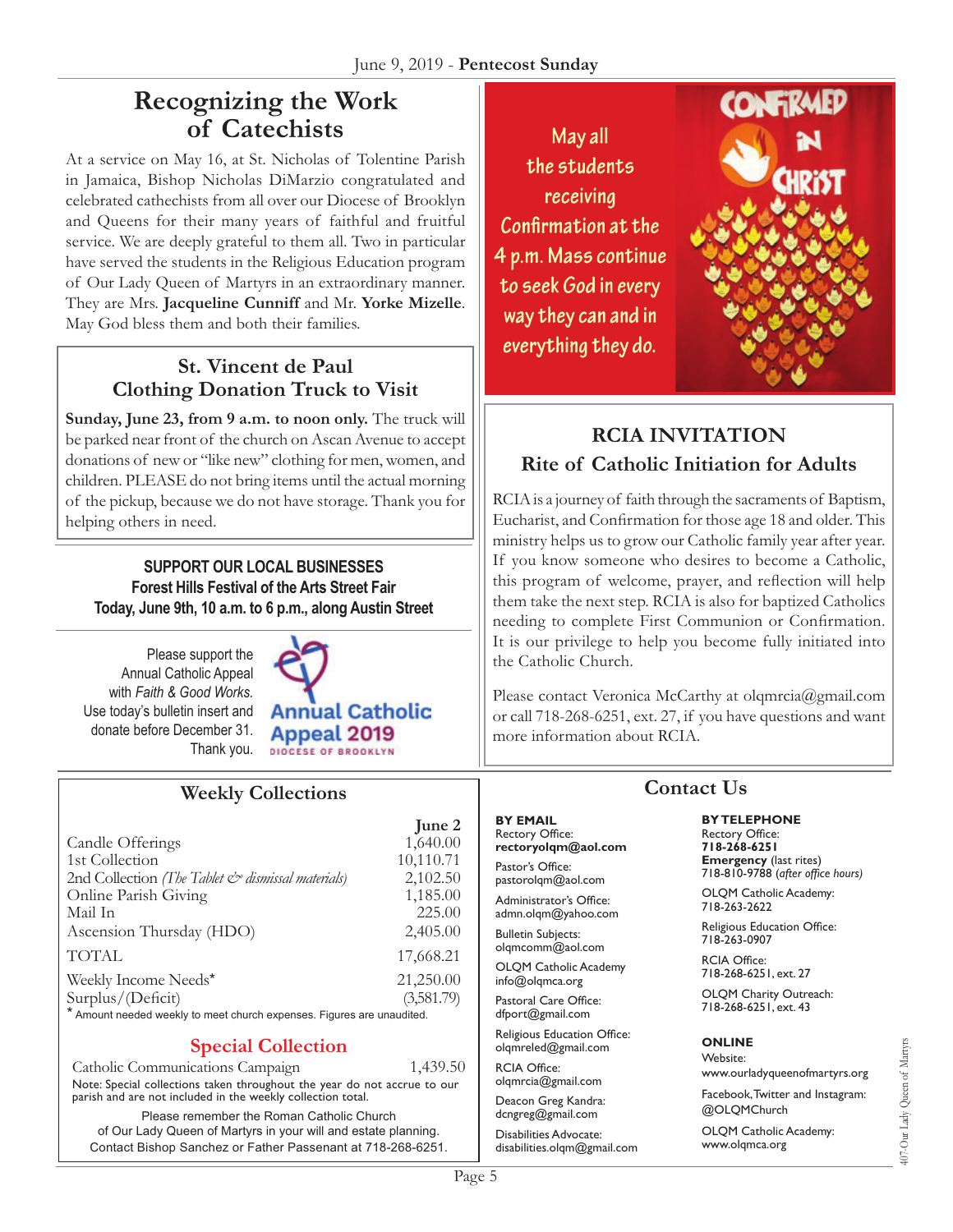## Recognizing the Work of Catechists

At a service on May 16, at St. Nicholas of Tolentine Parish in Jamaica, Bishop Nicholas DiMarzio congratulated and celebrated cathechists from all over our Diocese of Brooklyn and Queens for their many years of faithful and fruitful service. We are deeply grateful to them all. Two in particular have served the students in the Religious Education program of Our Lady Queen of Martyrs in an extraordinary manner. They are Mrs. **Jacqueline Cunniff** and Mr. **Yorke Mizelle**. May God bless them and both their families.

### St. Vincent de Paul Clothing Donation Truck to Visit

**Sunday, June 23, from 9 a.m. to noon only.** The truck will be parked near front of the church on Ascan Avenue to accept donations of new or "like new" clothing for men, women, and children. PLEASE do not bring items until the actual morning of the pickup, because we do not have storage. Thank you for helping others in need.

**SUPPORT OUR LOCAL BUSINESSES**
**Forest Hills Festival of the Arts Street Fair**
**Today, June 9th, 10 a.m. to 6 p.m., along Austin Street**

Please support the Annual Catholic Appeal with *Faith & Good Works.* Use today's bulletin insert and donate before December 31. Thank you.

Annual Catholic Appeal 2019
DIOCESE OF BROOKLYN

May all the students receiving Confirmation at the 4 p.m. Mass continue to seek God in every way they can and in everything they do.

CONFIRMED IN CHRIST

### RCIA INVITATION
### Rite of Catholic Initiation for Adults

RCIA is a journey of faith through the sacraments of Baptism, Eucharist, and Confirmation for those age 18 and older. This ministry helps us to grow our Catholic family year after year. If you know someone who desires to become a Catholic, this program of welcome, prayer, and reflection will help them take the next step. RCIA is also for baptized Catholics needing to complete First Communion or Confirmation. It is our privilege to help you become fully initiated into the Catholic Church.

Please contact Veronica McCarthy at olqmrcia@gmail.com or call 718-268-6251, ext. 27, if you have questions and want more information about RCIA.

## Weekly Collections

| | June 2 |
|---|---|
| Candle Offerings | 1,640.00 |
| 1st Collection | 10,110.71 |
| 2nd Collection *(The Tablet & dismissal materials)* | 2,102.50 |
| Online Parish Giving | 1,185.00 |
| Mail In | 225.00 |
| Ascension Thursday (HDO) | 2,405.00 |
| TOTAL | 17,668.21 |
| Weekly Income Needs* | 21,250.00 |
| Surplus/(Deficit) | (3,581.79) |

\* Amount needed weekly to meet church expenses. Figures are unaudited.

### Special Collection

| | |
|---|---|
| Catholic Communications Campaign | 1,439.50 |

Note: Special collections taken throughout the year do not accrue to our parish and are not included in the weekly collection total.

Please remember the Roman Catholic Church of Our Lady Queen of Martyrs in your will and estate planning. Contact Bishop Sanchez or Father Passenant at 718-268-6251.

## Contact Us

**BY EMAIL**

Rectory Office:
**rectoryolqm@aol.com**

Pastor's Office:
pastorolqm@aol.com

Administrator's Office:
admn.olqm@yahoo.com

Bulletin Subjects:
olqmcomm@aol.com

OLQM Catholic Academy
info@olqmca.org

Pastoral Care Office:
dfport@gmail.com

Religious Education Office:
olqmreled@gmail.com

RCIA Office:
olqmrcia@gmail.com

Deacon Greg Kandra:
dcngreg@gmail.com

Disabilities Advocate:
disabilities.olqm@gmail.com

**BY TELEPHONE**

Rectory Office:
**718-268-6251**
**Emergency** (last rites)
718-810-9788 (*after office hours*)

OLQM Catholic Academy:
718-263-2622

Religious Education Office:
718-263-0907

RCIA Office:
718-268-6251, ext. 27

OLQM Charity Outreach:
718-268-6251, ext. 43

**ONLINE**

Website:
www.ourladyqueenofmartyrs.org

Facebook, Twitter and Instagram:
@OLQMChurch

OLQM Catholic Academy:
www.olqmca.org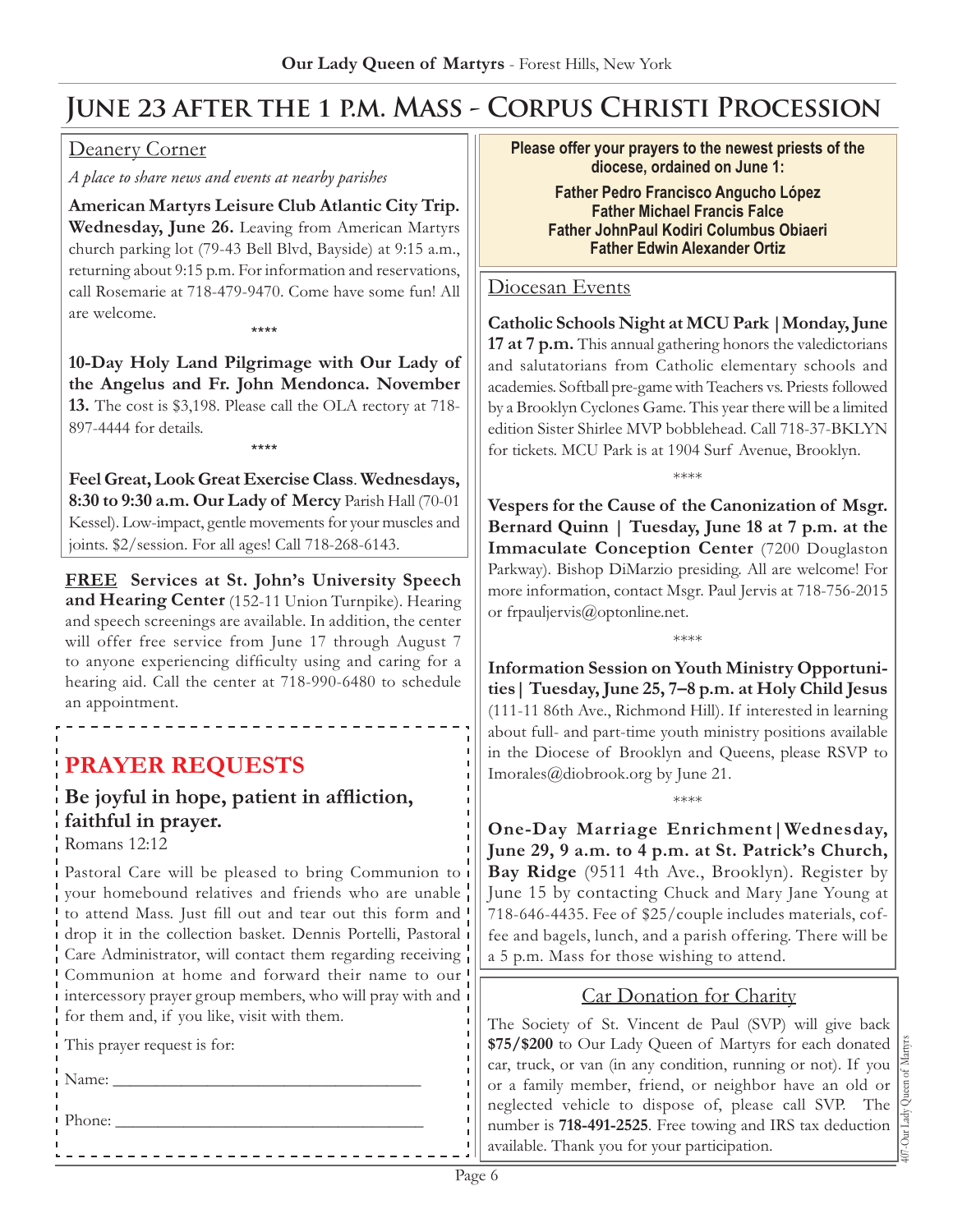# June 23 after the 1 p.m. Mass - Corpus Christi Procession

## Deanery Corner

*A place to share news and events at nearby parishes*

**American Martyrs Leisure Club Atlantic City Trip. Wednesday, June 26.** Leaving from American Martyrs church parking lot (79-43 Bell Blvd, Bayside) at 9:15 a.m., returning about 9:15 p.m. For information and reservations, call Rosemarie at 718-479-9470. Come have some fun! All are welcome.

\*\*\*\*

**10-Day Holy Land Pilgrimage with Our Lady of the Angelus and Fr. John Mendonca. November 13.** The cost is $3,198. Please call the OLA rectory at 718-897-4444 for details.

\*\*\*\*

**Feel Great, Look Great Exercise Class. Wednesdays, 8:30 to 9:30 a.m. Our Lady of Mercy** Parish Hall (70-01 Kessel). Low-impact, gentle movements for your muscles and joints. $2/session. For all ages! Call 718-268-6143.

**FREE Services at St. John's University Speech and Hearing Center** (152-11 Union Turnpike). Hearing and speech screenings are available. In addition, the center will offer free service from June 17 through August 7 to anyone experiencing difficulty using and caring for a hearing aid. Call the center at 718-990-6480 to schedule an appointment.

## PRAYER REQUESTS

**Be joyful in hope, patient in affliction, faithful in prayer.**
Romans 12:12

Pastoral Care will be pleased to bring Communion to your homebound relatives and friends who are unable to attend Mass. Just fill out and tear out this form and drop it in the collection basket. Dennis Portelli, Pastoral Care Administrator, will contact them regarding receiving Communion at home and forward their name to our intercessory prayer group members, who will pray with and for them and, if you like, visit with them.

This prayer request is for:

Name: ___________________________________

Phone: ___________________________________

**Please offer your prayers to the newest priests of the diocese, ordained on June 1:**

**Father Pedro Francisco Angucho López**
**Father Michael Francis Falce**
**Father JohnPaul Kodiri Columbus Obiaeri**
**Father Edwin Alexander Ortiz**

## Diocesan Events

**Catholic Schools Night at MCU Park | Monday, June 17 at 7 p.m.** This annual gathering honors the valedictorians and salutatorians from Catholic elementary schools and academies. Softball pre-game with Teachers vs. Priests followed by a Brooklyn Cyclones Game. This year there will be a limited edition Sister Shirlee MVP bobblehead. Call 718-37-BKLYN for tickets. MCU Park is at 1904 Surf Avenue, Brooklyn.

\*\*\*\*

**Vespers for the Cause of the Canonization of Msgr. Bernard Quinn | Tuesday, June 18 at 7 p.m. at the Immaculate Conception Center** (7200 Douglaston Parkway). Bishop DiMarzio presiding. All are welcome! For more information, contact Msgr. Paul Jervis at 718-756-2015 or frpauljervis@optonline.net.

\*\*\*\*

**Information Session on Youth Ministry Opportunities | Tuesday, June 25, 7–8 p.m. at Holy Child Jesus** (111-11 86th Ave., Richmond Hill). If interested in learning about full- and part-time youth ministry positions available in the Diocese of Brooklyn and Queens, please RSVP to lmorales@diobrook.org by June 21.

\*\*\*\*

**One-Day Marriage Enrichment | Wednesday, June 29, 9 a.m. to 4 p.m. at St. Patrick's Church, Bay Ridge** (9511 4th Ave., Brooklyn). Register by June 15 by contacting Chuck and Mary Jane Young at 718-646-4435. Fee of $25/couple includes materials, coffee and bagels, lunch, and a parish offering. There will be a 5 p.m. Mass for those wishing to attend.

## Car Donation for Charity

The Society of St. Vincent de Paul (SVP) will give back **$75/$200** to Our Lady Queen of Martyrs for each donated car, truck, or van (in any condition, running or not). If you or a family member, friend, or neighbor have an old or neglected vehicle to dispose of, please call SVP. The number is **718-491-2525**. Free towing and IRS tax deduction available. Thank you for your participation.